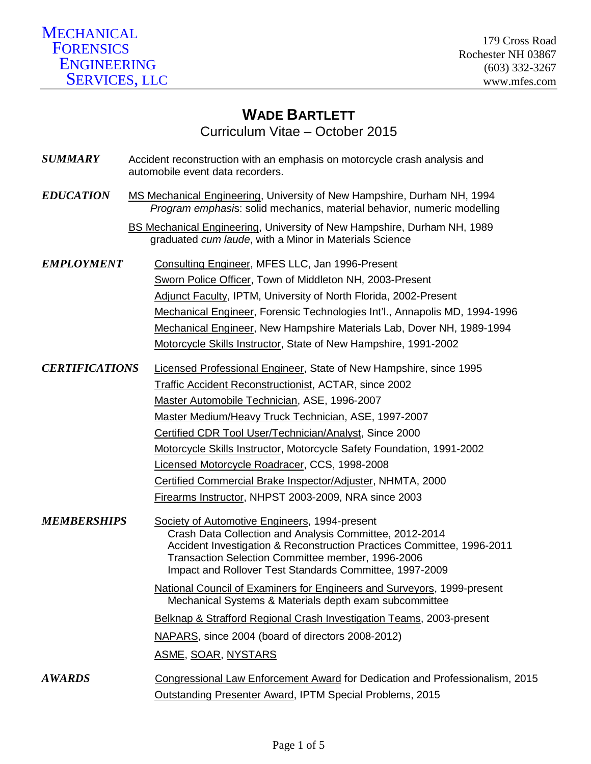Mechanical Forensics Engineering Services, LLC

179 Cross Road
Rochester NH 03867
(603) 332-3267
www.mfes.com

# Wade Bartlett

Curriculum Vitae – October 2015

***SUMMARY***

Accident reconstruction with an emphasis on motorcycle crash analysis and automobile event data recorders.

***EDUCATION***

MS Mechanical Engineering, University of New Hampshire, Durham NH, 1994
*Program emphasis*: solid mechanics, material behavior, numeric modelling

BS Mechanical Engineering, University of New Hampshire, Durham NH, 1989
graduated *cum laude*, with a Minor in Materials Science

***EMPLOYMENT***

Consulting Engineer, MFES LLC, Jan 1996-Present

Sworn Police Officer, Town of Middleton NH, 2003-Present

Adjunct Faculty, IPTM, University of North Florida, 2002-Present

Mechanical Engineer, Forensic Technologies Int'l., Annapolis MD, 1994-1996

Mechanical Engineer, New Hampshire Materials Lab, Dover NH, 1989-1994

Motorcycle Skills Instructor, State of New Hampshire, 1991-2002

***CERTIFICATIONS***

Licensed Professional Engineer, State of New Hampshire, since 1995

Traffic Accident Reconstructionist, ACTAR, since 2002

Master Automobile Technician, ASE, 1996-2007

Master Medium/Heavy Truck Technician, ASE, 1997-2007

Certified CDR Tool User/Technician/Analyst, Since 2000

Motorcycle Skills Instructor, Motorcycle Safety Foundation, 1991-2002

Licensed Motorcycle Roadracer, CCS, 1998-2008

Certified Commercial Brake Inspector/Adjuster, NHMTA, 2000

Firearms Instructor, NHPST 2003-2009, NRA since 2003

***MEMBERSHIPS***

Society of Automotive Engineers, 1994-present
- Crash Data Collection and Analysis Committee, 2012-2014
- Accident Investigation & Reconstruction Practices Committee, 1996-2011
- Transaction Selection Committee member, 1996-2006
- Impact and Rollover Test Standards Committee, 1997-2009

National Council of Examiners for Engineers and Surveyors, 1999-present
- Mechanical Systems & Materials depth exam subcommittee

Belknap & Strafford Regional Crash Investigation Teams, 2003-present

NAPARS, since 2004 (board of directors 2008-2012)

ASME, SOAR, NYSTARS

***AWARDS***

Congressional Law Enforcement Award for Dedication and Professionalism, 2015

Outstanding Presenter Award, IPTM Special Problems, 2015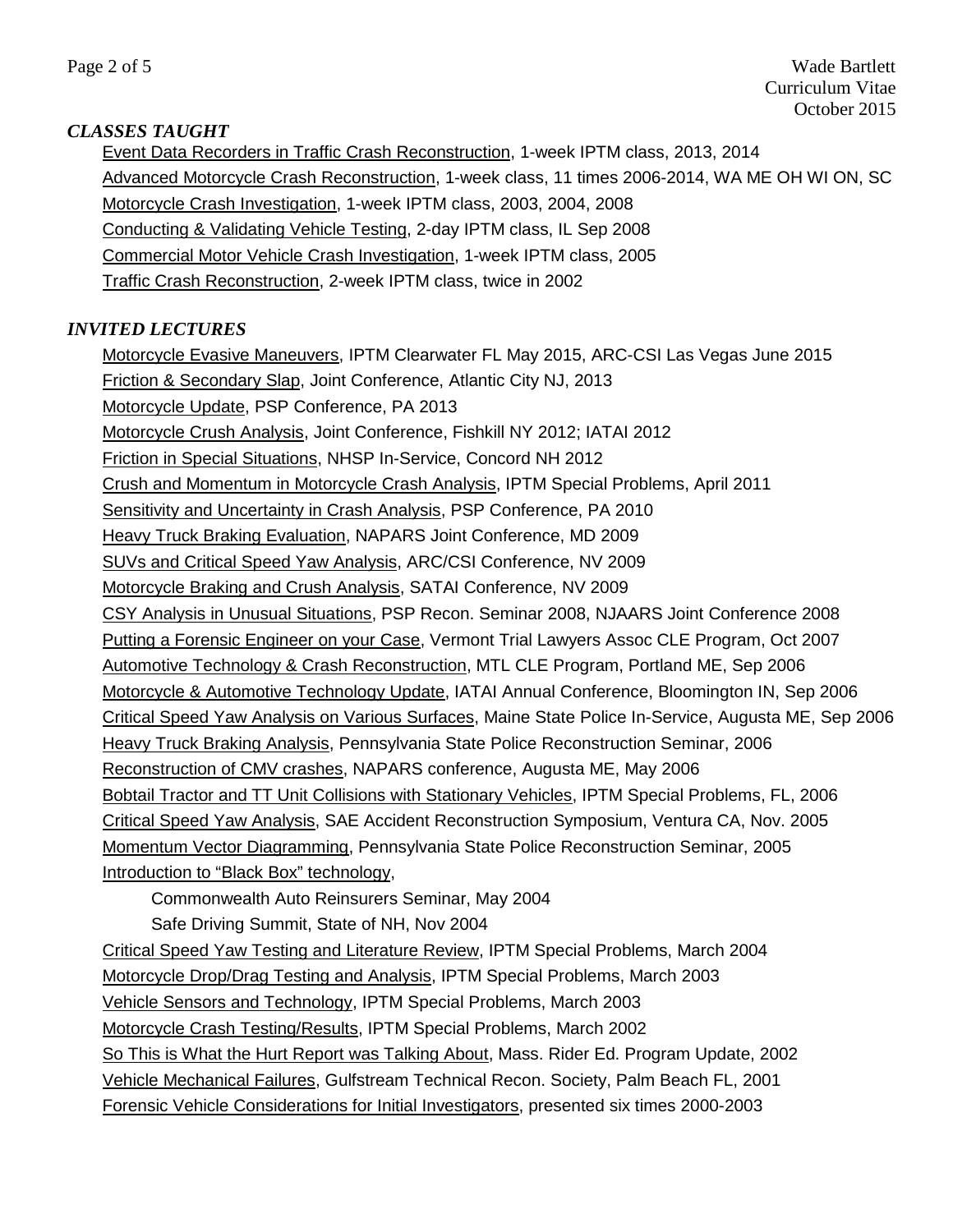### *CLASSES TAUGHT*

Event Data Recorders in Traffic Crash Reconstruction, 1-week IPTM class, 2013, 2014
Advanced Motorcycle Crash Reconstruction, 1-week class, 11 times 2006-2014, WA ME OH WI ON, SC
Motorcycle Crash Investigation, 1-week IPTM class, 2003, 2004, 2008
Conducting & Validating Vehicle Testing, 2-day IPTM class, IL Sep 2008
Commercial Motor Vehicle Crash Investigation, 1-week IPTM class, 2005
Traffic Crash Reconstruction, 2-week IPTM class, twice in 2002

### *INVITED LECTURES*

Motorcycle Evasive Maneuvers, IPTM Clearwater FL May 2015, ARC-CSI Las Vegas June 2015
Friction & Secondary Slap, Joint Conference, Atlantic City NJ, 2013
Motorcycle Update, PSP Conference, PA 2013
Motorcycle Crush Analysis, Joint Conference, Fishkill NY 2012; IATAI 2012
Friction in Special Situations, NHSP In-Service, Concord NH 2012
Crush and Momentum in Motorcycle Crash Analysis, IPTM Special Problems, April 2011
Sensitivity and Uncertainty in Crash Analysis, PSP Conference, PA 2010
Heavy Truck Braking Evaluation, NAPARS Joint Conference, MD 2009
SUVs and Critical Speed Yaw Analysis, ARC/CSI Conference, NV 2009
Motorcycle Braking and Crush Analysis, SATAI Conference, NV 2009
CSY Analysis in Unusual Situations, PSP Recon. Seminar 2008, NJAARS Joint Conference 2008
Putting a Forensic Engineer on your Case, Vermont Trial Lawyers Assoc CLE Program, Oct 2007
Automotive Technology & Crash Reconstruction, MTL CLE Program, Portland ME, Sep 2006
Motorcycle & Automotive Technology Update, IATAI Annual Conference, Bloomington IN, Sep 2006
Critical Speed Yaw Analysis on Various Surfaces, Maine State Police In-Service, Augusta ME, Sep 2006
Heavy Truck Braking Analysis, Pennsylvania State Police Reconstruction Seminar, 2006
Reconstruction of CMV crashes, NAPARS conference, Augusta ME, May 2006
Bobtail Tractor and TT Unit Collisions with Stationary Vehicles, IPTM Special Problems, FL, 2006
Critical Speed Yaw Analysis, SAE Accident Reconstruction Symposium, Ventura CA, Nov. 2005
Momentum Vector Diagramming, Pennsylvania State Police Reconstruction Seminar, 2005
Introduction to "Black Box" technology,
  Commonwealth Auto Reinsurers Seminar, May 2004
  Safe Driving Summit, State of NH, Nov 2004
Critical Speed Yaw Testing and Literature Review, IPTM Special Problems, March 2004
Motorcycle Drop/Drag Testing and Analysis, IPTM Special Problems, March 2003
Vehicle Sensors and Technology, IPTM Special Problems, March 2003
Motorcycle Crash Testing/Results, IPTM Special Problems, March 2002
So This is What the Hurt Report was Talking About, Mass. Rider Ed. Program Update, 2002
Vehicle Mechanical Failures, Gulfstream Technical Recon. Society, Palm Beach FL, 2001
Forensic Vehicle Considerations for Initial Investigators, presented six times 2000-2003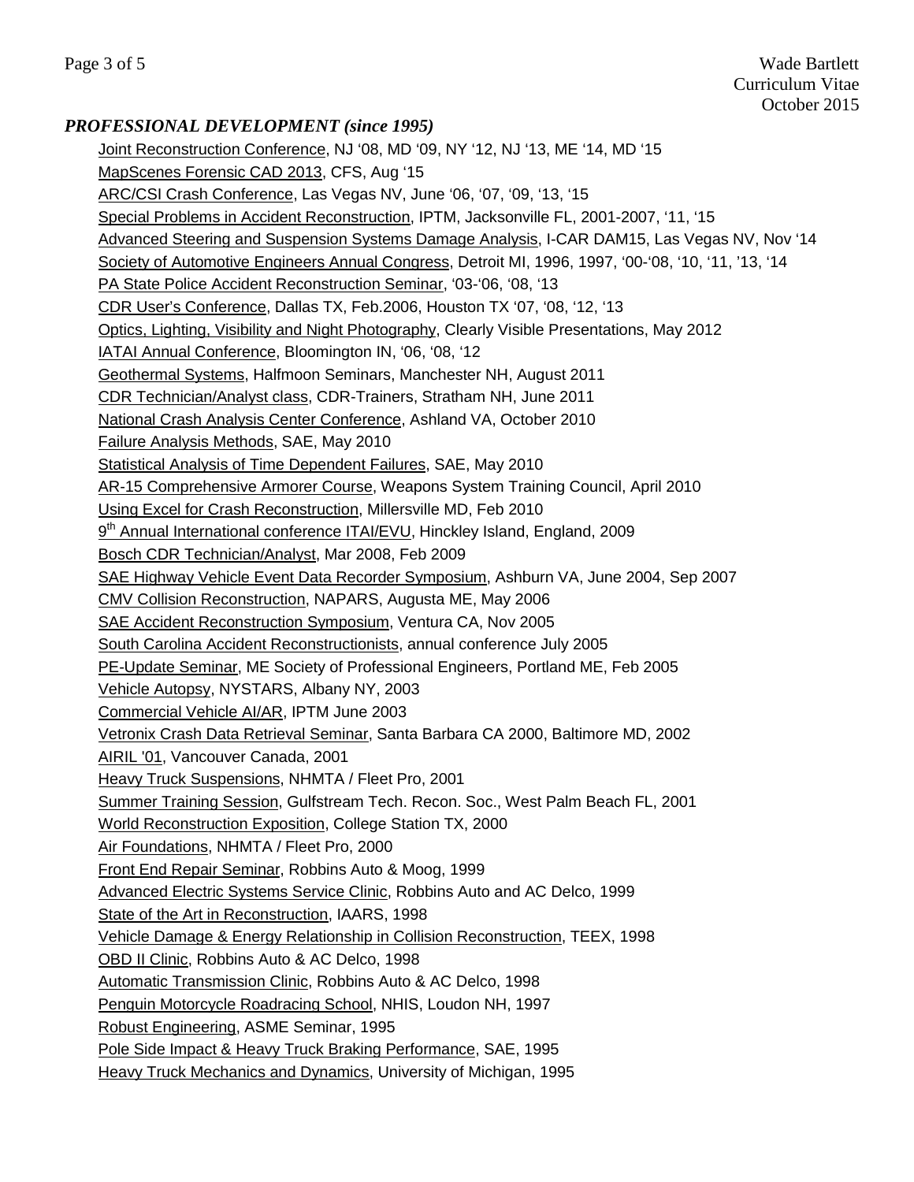## *PROFESSIONAL DEVELOPMENT (since 1995)*

Joint Reconstruction Conference, NJ '08, MD '09, NY '12, NJ '13, ME '14, MD '15
MapScenes Forensic CAD 2013, CFS, Aug '15
ARC/CSI Crash Conference, Las Vegas NV, June '06, '07, '09, '13, '15
Special Problems in Accident Reconstruction, IPTM, Jacksonville FL, 2001-2007, '11, '15
Advanced Steering and Suspension Systems Damage Analysis, I-CAR DAM15, Las Vegas NV, Nov '14
Society of Automotive Engineers Annual Congress, Detroit MI, 1996, 1997, '00-'08, '10, '11, '13, '14
PA State Police Accident Reconstruction Seminar, '03-'06, '08, '13
CDR User's Conference, Dallas TX, Feb.2006, Houston TX '07, '08, '12, '13
Optics, Lighting, Visibility and Night Photography, Clearly Visible Presentations, May 2012
IATAI Annual Conference, Bloomington IN, '06, '08, '12
Geothermal Systems, Halfmoon Seminars, Manchester NH, August 2011
CDR Technician/Analyst class, CDR-Trainers, Stratham NH, June 2011
National Crash Analysis Center Conference, Ashland VA, October 2010
Failure Analysis Methods, SAE, May 2010
Statistical Analysis of Time Dependent Failures, SAE, May 2010
AR-15 Comprehensive Armorer Course, Weapons System Training Council, April 2010
Using Excel for Crash Reconstruction, Millersville MD, Feb 2010
9th Annual International conference ITAI/EVU, Hinckley Island, England, 2009
Bosch CDR Technician/Analyst, Mar 2008, Feb 2009
SAE Highway Vehicle Event Data Recorder Symposium, Ashburn VA, June 2004, Sep 2007
CMV Collision Reconstruction, NAPARS, Augusta ME, May 2006
SAE Accident Reconstruction Symposium, Ventura CA, Nov 2005
South Carolina Accident Reconstructionists, annual conference July 2005
PE-Update Seminar, ME Society of Professional Engineers, Portland ME, Feb 2005
Vehicle Autopsy, NYSTARS, Albany NY, 2003
Commercial Vehicle AI/AR, IPTM June 2003
Vetronix Crash Data Retrieval Seminar, Santa Barbara CA 2000, Baltimore MD, 2002
AIRIL '01, Vancouver Canada, 2001
Heavy Truck Suspensions, NHMTA / Fleet Pro, 2001
Summer Training Session, Gulfstream Tech. Recon. Soc., West Palm Beach FL, 2001
World Reconstruction Exposition, College Station TX, 2000
Air Foundations, NHMTA / Fleet Pro, 2000
Front End Repair Seminar, Robbins Auto & Moog, 1999
Advanced Electric Systems Service Clinic, Robbins Auto and AC Delco, 1999
State of the Art in Reconstruction, IAARS, 1998
Vehicle Damage & Energy Relationship in Collision Reconstruction, TEEX, 1998
OBD II Clinic, Robbins Auto & AC Delco, 1998
Automatic Transmission Clinic, Robbins Auto & AC Delco, 1998
Penguin Motorcycle Roadracing School, NHIS, Loudon NH, 1997
Robust Engineering, ASME Seminar, 1995
Pole Side Impact & Heavy Truck Braking Performance, SAE, 1995
Heavy Truck Mechanics and Dynamics, University of Michigan, 1995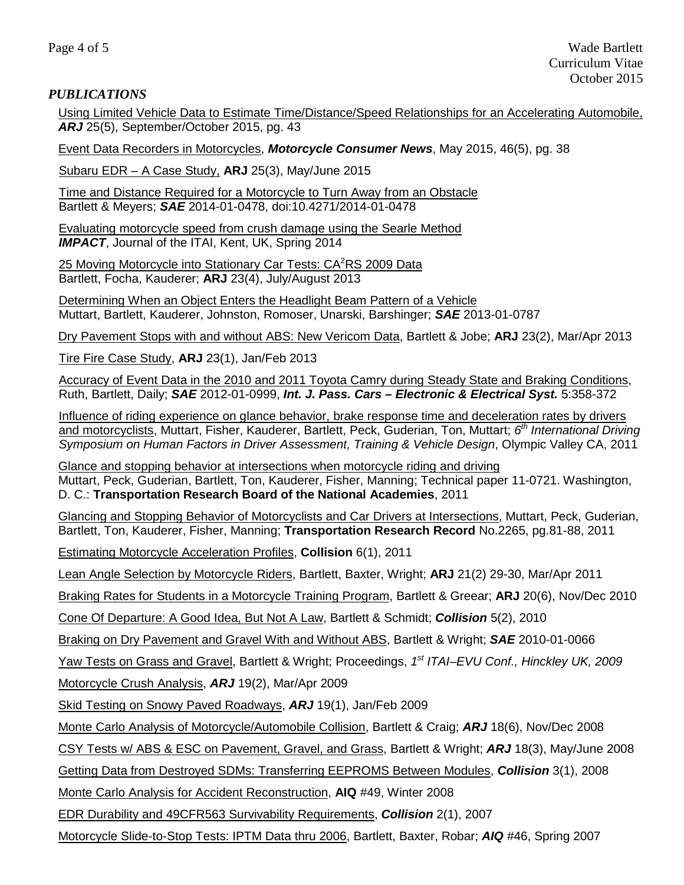## *PUBLICATIONS*

Using Limited Vehicle Data to Estimate Time/Distance/Speed Relationships for an Accelerating Automobile, ***ARJ*** 25(5), September/October 2015, pg. 43

Event Data Recorders in Motorcycles, ***Motorcycle Consumer News***, May 2015, 46(5), pg. 38

Subaru EDR – A Case Study, **ARJ** 25(3), May/June 2015

Time and Distance Required for a Motorcycle to Turn Away from an Obstacle
Bartlett & Meyers; ***SAE*** 2014-01-0478, doi:10.4271/2014-01-0478

Evaluating motorcycle speed from crush damage using the Searle Method
***IMPACT***, Journal of the ITAI, Kent, UK, Spring 2014

25 Moving Motorcycle into Stationary Car Tests: CA$^2$RS 2009 Data
Bartlett, Focha, Kauderer; **ARJ** 23(4), July/August 2013

Determining When an Object Enters the Headlight Beam Pattern of a Vehicle
Muttart, Bartlett, Kauderer, Johnston, Romoser, Unarski, Barshinger; ***SAE*** 2013-01-0787

Dry Pavement Stops with and without ABS: New Vericom Data, Bartlett & Jobe; **ARJ** 23(2), Mar/Apr 2013

Tire Fire Case Study, **ARJ** 23(1), Jan/Feb 2013

Accuracy of Event Data in the 2010 and 2011 Toyota Camry during Steady State and Braking Conditions, Ruth, Bartlett, Daily; ***SAE*** 2012-01-0999, ***Int. J. Pass. Cars – Electronic & Electrical Syst.*** 5:358-372

Influence of riding experience on glance behavior, brake response time and deceleration rates by drivers and motorcyclists, Muttart, Fisher, Kauderer, Bartlett, Peck, Guderian, Ton, Muttart; *6th International Driving Symposium on Human Factors in Driver Assessment, Training & Vehicle Design*, Olympic Valley CA, 2011

Glance and stopping behavior at intersections when motorcycle riding and driving
Muttart, Peck, Guderian, Bartlett, Ton, Kauderer, Fisher, Manning; Technical paper 11-0721. Washington, D. C.: **Transportation Research Board of the National Academies**, 2011

Glancing and Stopping Behavior of Motorcyclists and Car Drivers at Intersections, Muttart, Peck, Guderian, Bartlett, Ton, Kauderer, Fisher, Manning; **Transportation Research Record** No.2265, pg.81-88, 2011

Estimating Motorcycle Acceleration Profiles, **Collision** 6(1), 2011

Lean Angle Selection by Motorcycle Riders, Bartlett, Baxter, Wright; **ARJ** 21(2) 29-30, Mar/Apr 2011

Braking Rates for Students in a Motorcycle Training Program, Bartlett & Greear; **ARJ** 20(6), Nov/Dec 2010

Cone Of Departure: A Good Idea, But Not A Law, Bartlett & Schmidt; ***Collision*** 5(2), 2010

Braking on Dry Pavement and Gravel With and Without ABS, Bartlett & Wright; ***SAE*** 2010-01-0066

Yaw Tests on Grass and Gravel, Bartlett & Wright; Proceedings, *1st ITAI–EVU Conf., Hinckley UK, 2009*

Motorcycle Crush Analysis, ***ARJ*** 19(2), Mar/Apr 2009

Skid Testing on Snowy Paved Roadways, ***ARJ*** 19(1), Jan/Feb 2009

Monte Carlo Analysis of Motorcycle/Automobile Collision, Bartlett & Craig; ***ARJ*** 18(6), Nov/Dec 2008

CSY Tests w/ ABS & ESC on Pavement, Gravel, and Grass, Bartlett & Wright; ***ARJ*** 18(3), May/June 2008

Getting Data from Destroyed SDMs: Transferring EEPROMS Between Modules, ***Collision*** 3(1), 2008

Monte Carlo Analysis for Accident Reconstruction, **AIQ** #49, Winter 2008

EDR Durability and 49CFR563 Survivability Requirements, ***Collision*** 2(1), 2007

Motorcycle Slide-to-Stop Tests: IPTM Data thru 2006, Bartlett, Baxter, Robar; ***AIQ*** #46, Spring 2007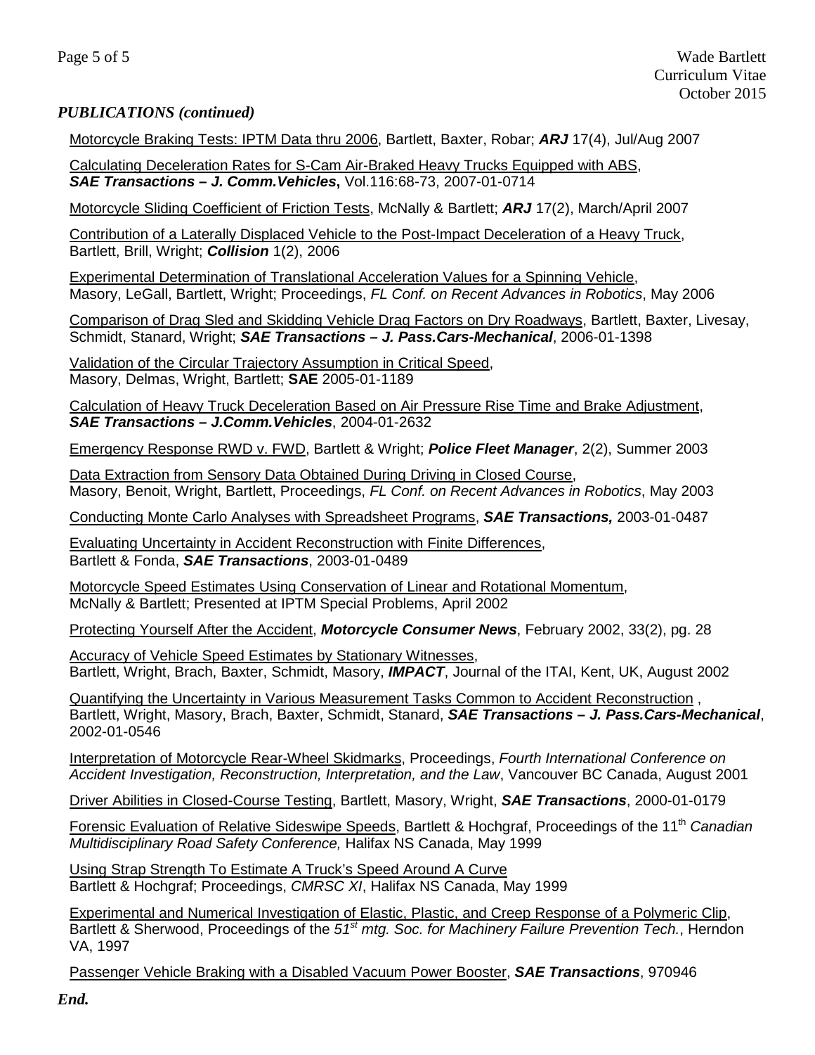## *PUBLICATIONS (continued)*

Motorcycle Braking Tests: IPTM Data thru 2006, Bartlett, Baxter, Robar; ***ARJ*** 17(4), Jul/Aug 2007

Calculating Deceleration Rates for S-Cam Air-Braked Heavy Trucks Equipped with ABS, ***SAE Transactions – J. Comm.Vehicles*****,** Vol.116:68-73, 2007-01-0714

Motorcycle Sliding Coefficient of Friction Tests, McNally & Bartlett; ***ARJ*** 17(2), March/April 2007

Contribution of a Laterally Displaced Vehicle to the Post-Impact Deceleration of a Heavy Truck, Bartlett, Brill, Wright; ***Collision*** 1(2), 2006

Experimental Determination of Translational Acceleration Values for a Spinning Vehicle, Masory, LeGall, Bartlett, Wright; Proceedings, *FL Conf. on Recent Advances in Robotics*, May 2006

Comparison of Drag Sled and Skidding Vehicle Drag Factors on Dry Roadways, Bartlett, Baxter, Livesay, Schmidt, Stanard, Wright; ***SAE Transactions – J. Pass.Cars-Mechanical***, 2006-01-1398

Validation of the Circular Trajectory Assumption in Critical Speed, Masory, Delmas, Wright, Bartlett; **SAE** 2005-01-1189

Calculation of Heavy Truck Deceleration Based on Air Pressure Rise Time and Brake Adjustment, ***SAE Transactions – J.Comm.Vehicles***, 2004-01-2632

Emergency Response RWD v. FWD, Bartlett & Wright; ***Police Fleet Manager***, 2(2), Summer 2003

Data Extraction from Sensory Data Obtained During Driving in Closed Course, Masory, Benoit, Wright, Bartlett, Proceedings, *FL Conf. on Recent Advances in Robotics*, May 2003

Conducting Monte Carlo Analyses with Spreadsheet Programs, ***SAE Transactions,*** 2003-01-0487

Evaluating Uncertainty in Accident Reconstruction with Finite Differences, Bartlett & Fonda, ***SAE Transactions***, 2003-01-0489

Motorcycle Speed Estimates Using Conservation of Linear and Rotational Momentum, McNally & Bartlett; Presented at IPTM Special Problems, April 2002

Protecting Yourself After the Accident, ***Motorcycle Consumer News***, February 2002, 33(2), pg. 28

Accuracy of Vehicle Speed Estimates by Stationary Witnesses, Bartlett, Wright, Brach, Baxter, Schmidt, Masory, ***IMPACT***, Journal of the ITAI, Kent, UK, August 2002

Quantifying the Uncertainty in Various Measurement Tasks Common to Accident Reconstruction , Bartlett, Wright, Masory, Brach, Baxter, Schmidt, Stanard, ***SAE Transactions – J. Pass.Cars-Mechanical***, 2002-01-0546

Interpretation of Motorcycle Rear-Wheel Skidmarks, Proceedings, *Fourth International Conference on Accident Investigation, Reconstruction, Interpretation, and the Law*, Vancouver BC Canada, August 2001

Driver Abilities in Closed-Course Testing, Bartlett, Masory, Wright, ***SAE Transactions***, 2000-01-0179

Forensic Evaluation of Relative Sideswipe Speeds, Bartlett & Hochgraf, Proceedings of the 11th *Canadian Multidisciplinary Road Safety Conference,* Halifax NS Canada, May 1999

Using Strap Strength To Estimate A Truck's Speed Around A Curve Bartlett & Hochgraf; Proceedings, *CMRSC XI*, Halifax NS Canada, May 1999

Experimental and Numerical Investigation of Elastic, Plastic, and Creep Response of a Polymeric Clip, Bartlett & Sherwood, Proceedings of the *51st mtg. Soc. for Machinery Failure Prevention Tech.*, Herndon VA, 1997

Passenger Vehicle Braking with a Disabled Vacuum Power Booster, ***SAE Transactions***, 970946

***End.***